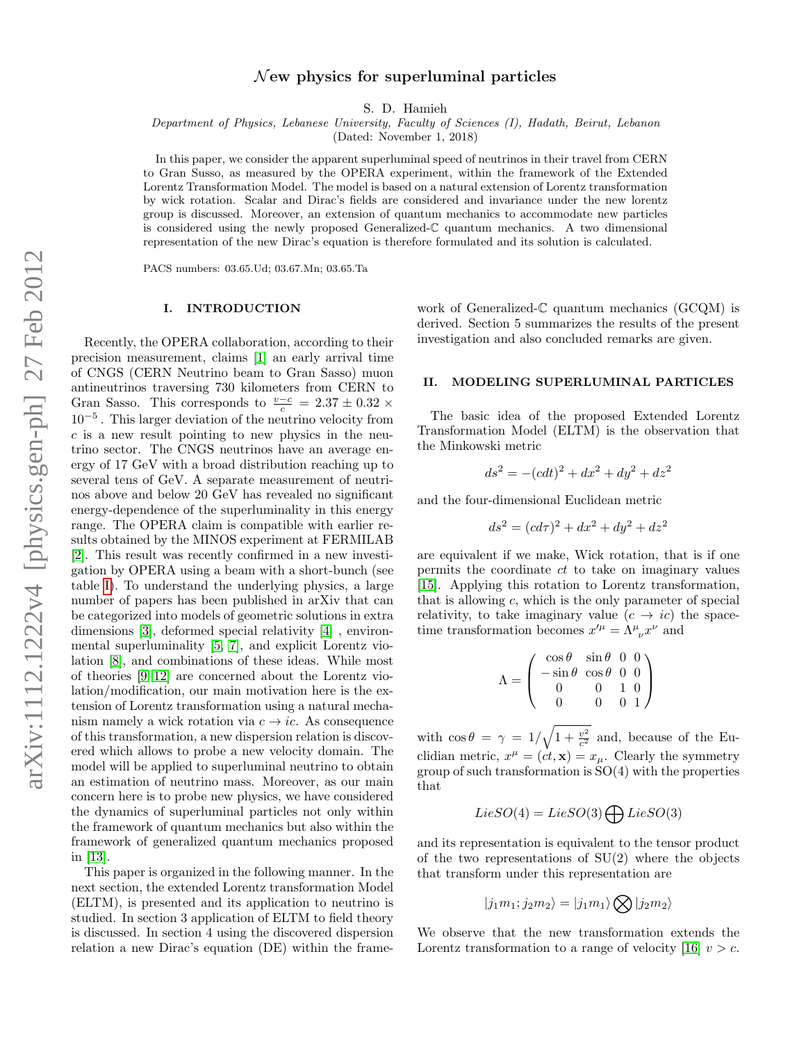# $\mathcal{N}$ew physics for superluminal particles

S. D. Hamieh

*Department of Physics, Lebanese University, Faculty of Sciences (I), Hadath, Beirut, Lebanon*

(Dated: November 1, 2018)

In this paper, we consider the apparent superluminal speed of neutrinos in their travel from CERN to Gran Susso, as measured by the OPERA experiment, within the framework of the Extended Lorentz Transformation Model. The model is based on a natural extension of Lorentz transformation by wick rotation. Scalar and Dirac's fields are considered and invariance under the new lorentz group is discussed. Moreover, an extension of quantum mechanics to accommodate new particles is considered using the newly proposed Generalized-$\mathbb{C}$ quantum mechanics. A two dimensional representation of the new Dirac's equation is therefore formulated and its solution is calculated.

PACS numbers: 03.65.Ud; 03.67.Mn; 03.65.Ta

## I. INTRODUCTION

Recently, the OPERA collaboration, according to their precision measurement, claims [1] an early arrival time of CNGS (CERN Neutrino beam to Gran Sasso) muon antineutrinos traversing 730 kilometers from CERN to Gran Sasso. This corresponds to $\frac{v-c}{c} = 2.37 \pm 0.32 \times 10^{-5}$ . This larger deviation of the neutrino velocity from $c$ is a new result pointing to new physics in the neutrino sector. The CNGS neutrinos have an average energy of 17 GeV with a broad distribution reaching up to several tens of GeV. A separate measurement of neutrinos above and below 20 GeV has revealed no significant energy-dependence of the superluminality in this energy range. The OPERA claim is compatible with earlier results obtained by the MINOS experiment at FERMILAB [2]. This result was recently confirmed in a new investigation by OPERA using a beam with a short-bunch (see table I). To understand the underlying physics, a large number of papers has been published in arXiv that can be categorized into models of geometric solutions in extra dimensions [3], deformed special relativity [4] , environmental superluminality [5, 7], and explicit Lorentz violation [8], and combinations of these ideas. While most of theories [9–12] are concerned about the Lorentz violation/modification, our main motivation here is the extension of Lorentz transformation using a natural mechanism namely a wick rotation via $c \to ic$. As consequence of this transformation, a new dispersion relation is discovered which allows to probe a new velocity domain. The model will be applied to superluminal neutrino to obtain an estimation of neutrino mass. Moreover, as our main concern here is to probe new physics, we have considered the dynamics of superluminal particles not only within the framework of quantum mechanics but also within the framework of generalized quantum mechanics proposed in [13].

This paper is organized in the following manner. In the next section, the extended Lorentz transformation Model (ELTM), is presented and its application to neutrino is studied. In section 3 application of ELTM to field theory is discussed. In section 4 using the discovered dispersion relation a new Dirac's equation (DE) within the framework of Generalized-$\mathbb{C}$ quantum mechanics (GCQM) is derived. Section 5 summarizes the results of the present investigation and also concluded remarks are given.

## II. MODELING SUPERLUMINAL PARTICLES

The basic idea of the proposed Extended Lorentz Transformation Model (ELTM) is the observation that the Minkowski metric

$$ds^2 = -(cdt)^2 + dx^2 + dy^2 + dz^2$$

and the four-dimensional Euclidean metric

$$ds^2 = (cd\tau)^2 + dx^2 + dy^2 + dz^2$$

are equivalent if we make, Wick rotation, that is if one permits the coordinate $ct$ to take on imaginary values [15]. Applying this rotation to Lorentz transformation, that is allowing $c$, which is the only parameter of special relativity, to take imaginary value ($c \to ic$) the spacetime transformation becomes $x'^{\mu} = \Lambda^{\mu}{}_{\nu} x^{\nu}$ and

$$\Lambda = \begin{pmatrix} \cos\theta & \sin\theta & 0 & 0 \\ -\sin\theta & \cos\theta & 0 & 0 \\ 0 & 0 & 1 & 0 \\ 0 & 0 & 0 & 1 \end{pmatrix}$$

with $\cos\theta = \gamma = 1/\sqrt{1 + \frac{v^2}{c^2}}$ and, because of the Euclidian metric, $x^{\mu} = (ct, \mathbf{x}) = x_{\mu}$. Clearly the symmetry group of such transformation is SO(4) with the properties that

$$Lie SO(4) = Lie SO(3) \bigoplus Lie SO(3)$$

and its representation is equivalent to the tensor product of the two representations of SU(2) where the objects that transform under this representation are

$$|j_1 m_1; j_2 m_2\rangle = |j_1 m_1\rangle \bigotimes |j_2 m_2\rangle$$

We observe that the new transformation extends the Lorentz transformation to a range of velocity [16] $v > c$.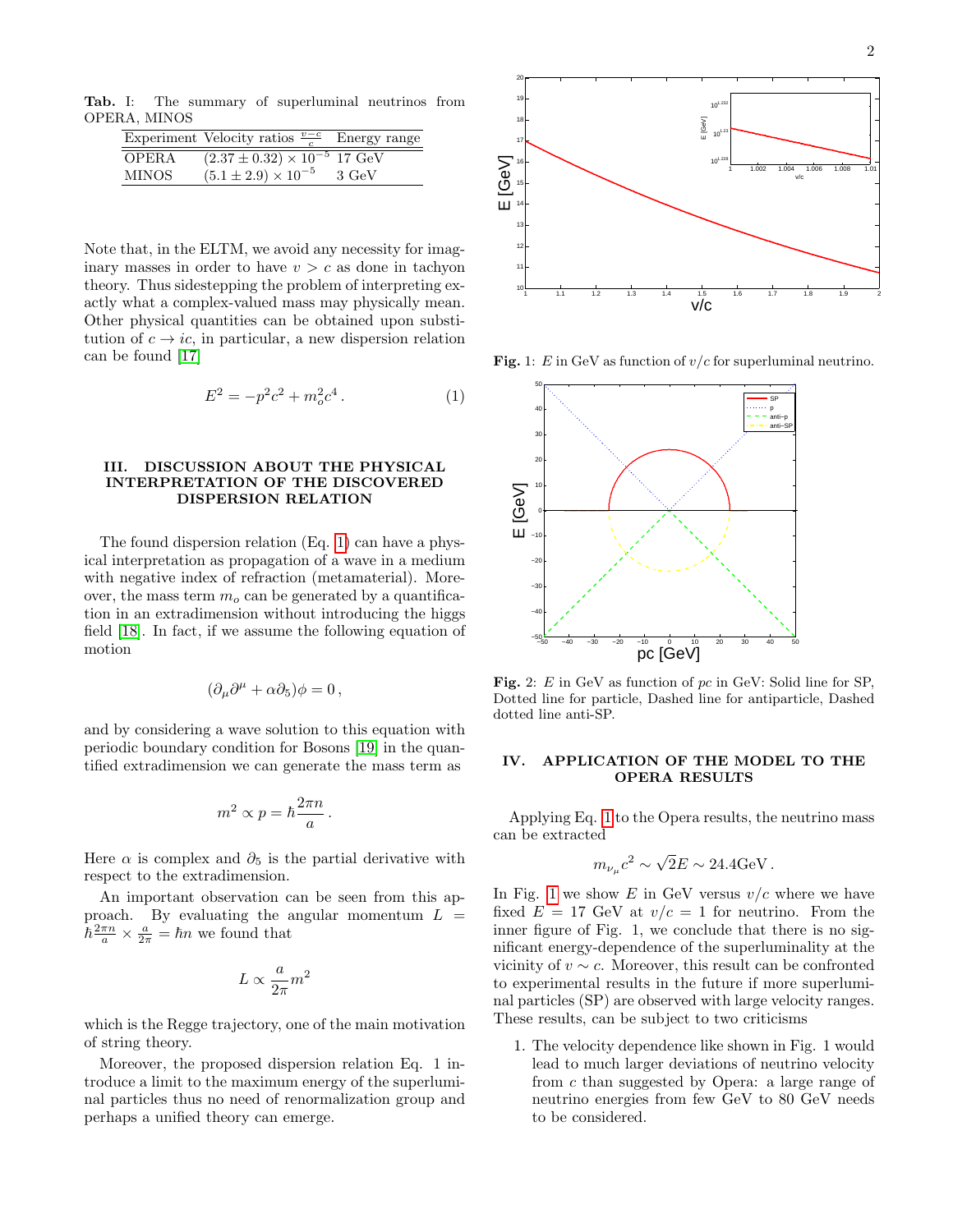**Tab.** I: The summary of superluminal neutrinos from OPERA, MINOS

| Experiment | Velocity ratios $\frac{v-c}{c}$ | Energy range |
|---|---|---|
| OPERA | $(2.37 \pm 0.32) \times 10^{-5}$ | 17 GeV |
| MINOS | $(5.1 \pm 2.9) \times 10^{-5}$ | 3 GeV |

Note that, in the ELTM, we avoid any necessity for imaginary masses in order to have $v > c$ as done in tachyon theory. Thus sidestepping the problem of interpreting exactly what a complex-valued mass may physically mean. Other physical quantities can be obtained upon substitution of $c \to ic$, in particular, a new dispersion relation can be found [17]

$$E^2 = -p^2c^2 + m_o^2c^4\,. \tag{1}$$

## III. DISCUSSION ABOUT THE PHYSICAL INTERPRETATION OF THE DISCOVERED DISPERSION RELATION

The found dispersion relation (Eq. 1) can have a physical interpretation as propagation of a wave in a medium with negative index of refraction (metamaterial). Moreover, the mass term $m_o$ can be generated by a quantification in an extradimension without introducing the higgs field [18]. In fact, if we assume the following equation of motion

$$(\partial_\mu \partial^\mu + \alpha \partial_5)\phi = 0\,,$$

and by considering a wave solution to this equation with periodic boundary condition for Bosons [19] in the quantified extradimension we can generate the mass term as

$$m^2 \propto p = \hbar \frac{2\pi n}{a}\,.$$

Here $\alpha$ is complex and $\partial_5$ is the partial derivative with respect to the extradimension.

An important observation can be seen from this approach. By evaluating the angular momentum $L = \hbar \frac{2\pi n}{a} \times \frac{a}{2\pi} = \hbar n$ we found that

$$L \propto \frac{a}{2\pi} m^2$$

which is the Regge trajectory, one of the main motivation of string theory.

Moreover, the proposed dispersion relation Eq. 1 introduce a limit to the maximum energy of the superluminal particles thus no need of renormalization group and perhaps a unified theory can emerge.

**Fig.** 1: $E$ in GeV as function of $v/c$ for superluminal neutrino.

**Fig.** 2: $E$ in GeV as function of $pc$ in GeV: Solid line for SP, Dotted line for particle, Dashed line for antiparticle, Dashed dotted line anti-SP.

## IV. APPLICATION OF THE MODEL TO THE OPERA RESULTS

Applying Eq. 1 to the Opera results, the neutrino mass can be extracted

$$m_{\nu_\mu} c^2 \sim \sqrt{2}E \sim 24.4\text{GeV}\,.$$

In Fig. 1 we show $E$ in GeV versus $v/c$ where we have fixed $E = 17$ GeV at $v/c = 1$ for neutrino. From the inner figure of Fig. 1, we conclude that there is no significant energy-dependence of the superluminality at the vicinity of $v \sim c$. Moreover, this result can be confronted to experimental results in the future if more superluminal particles (SP) are observed with large velocity ranges. These results, can be subject to two criticisms

1. The velocity dependence like shown in Fig. 1 would lead to much larger deviations of neutrino velocity from $c$ than suggested by Opera: a large range of neutrino energies from few GeV to 80 GeV needs to be considered.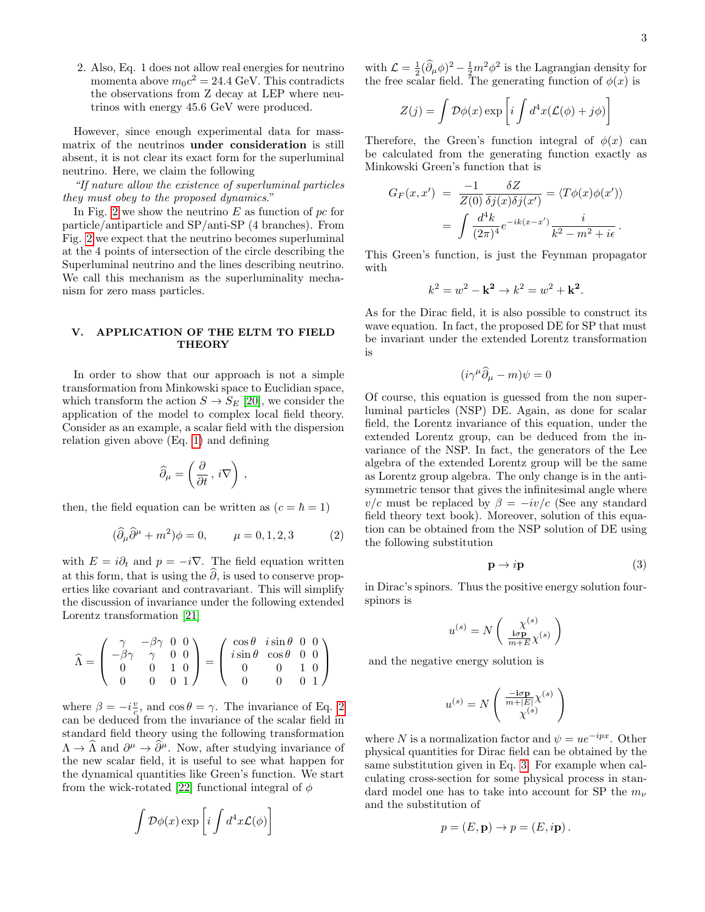2. Also, Eq. 1 does not allow real energies for neutrino momenta above $m_0c^2 = 24.4$ GeV. This contradicts the observations from Z decay at LEP where neutrinos with energy 45.6 GeV were produced.

However, since enough experimental data for mass-matrix of the neutrinos **under consideration** is still absent, it is not clear its exact form for the superluminal neutrino. Here, we claim the following

*"If nature allow the existence of superluminal particles they must obey to the proposed dynamics."*

In Fig. 2 we show the neutrino $E$ as function of $pc$ for particle/antiparticle and SP/anti-SP (4 branches). From Fig. 2 we expect that the neutrino becomes superluminal at the 4 points of intersection of the circle describing the Superluminal neutrino and the lines describing neutrino. We call this mechanism as the superluminality mechanism for zero mass particles.

## V. APPLICATION OF THE ELTM TO FIELD THEORY

In order to show that our approach is not a simple transformation from Minkowski space to Euclidian space, which transform the action $S \to S_E$ [20], we consider the application of the model to complex local field theory. Consider as an example, a scalar field with the dispersion relation given above (Eq. 1) and defining

$$\widehat{\partial}_\mu = \left( \frac{\partial}{\partial t} \, , i\nabla \right) ,$$

then, the field equation can be written as ($c = \hbar = 1$)

$$(\widehat{\partial}_\mu \widehat{\partial}^\mu + m^2)\phi = 0, \qquad \mu = 0, 1, 2, 3 \tag{2}$$

with $E = i\partial_t$ and $p = -i\nabla$. The field equation written at this form, that is using the $\widehat{\partial}$, is used to conserve properties like covariant and contravariant. This will simplify the discussion of invariance under the following extended Lorentz transformation [21]

$$\widehat{\Lambda} = \begin{pmatrix} \gamma & -\beta\gamma & 0 & 0 \\ -\beta\gamma & \gamma & 0 & 0 \\ 0 & 0 & 1 & 0 \\ 0 & 0 & 0 & 1 \end{pmatrix} = \begin{pmatrix} \cos\theta & i\sin\theta & 0 & 0 \\ i\sin\theta & \cos\theta & 0 & 0 \\ 0 & 0 & 1 & 0 \\ 0 & 0 & 0 & 1 \end{pmatrix}$$

where $\beta = -i\frac{v}{c}$, and $\cos\theta = \gamma$. The invariance of Eq. 2 can be deduced from the invariance of the scalar field in standard field theory using the following transformation $\Lambda \to \widehat{\Lambda}$ and $\partial^\mu \to \widehat{\partial}^\mu$. Now, after studying invariance of the new scalar field, it is useful to see what happen for the dynamical quantities like Green's function. We start from the wick-rotated [22] functional integral of $\phi$

$$\int \mathcal{D}\phi(x) \exp\left[ i \int d^4x \mathcal{L}(\phi) \right]$$

with $\mathcal{L} = \frac{1}{2}(\widehat{\partial}_\mu\phi)^2 - \frac{1}{2}m^2\phi^2$ is the Lagrangian density for the free scalar field. The generating function of $\phi(x)$ is

$$Z(j) = \int \mathcal{D}\phi(x) \exp\left[ i \int d^4x (\mathcal{L}(\phi) + j\phi) \right]$$

Therefore, the Green's function integral of $\phi(x)$ can be calculated from the generating function exactly as Minkowski Green's function that is

$$\begin{aligned} G_F(x, x') &= \frac{-1}{Z(0)} \frac{\delta Z}{\delta j(x)\delta j(x')} = \langle T\phi(x)\phi(x') \rangle \\ &= \int \frac{d^4k}{(2\pi)^4} e^{-ik(x-x')} \frac{i}{k^2 - m^2 + i\epsilon} . \end{aligned}$$

This Green's function, is just the Feynman propagator with

$$k^2 = w^2 - \mathbf{k^2} \to k^2 = w^2 + \mathbf{k^2}.$$

As for the Dirac field, it is also possible to construct its wave equation. In fact, the proposed DE for SP that must be invariant under the extended Lorentz transformation is

$$(i\gamma^\mu \widehat{\partial}_\mu - m)\psi = 0$$

Of course, this equation is guessed from the non superluminal particles (NSP) DE. Again, as done for scalar field, the Lorentz invariance of this equation, under the extended Lorentz group, can be deduced from the invariance of the NSP. In fact, the generators of the Lee algebra of the extended Lorentz group will be the same as Lorentz group algebra. The only change is in the antisymmetric tensor that gives the infinitesimal angle where $v/c$ must be replaced by $\beta = -iv/c$ (See any standard field theory text book). Moreover, solution of this equation can be obtained from the NSP solution of DE using the following substitution

$$\mathbf{p} \to i\mathbf{p} \tag{3}$$

in Dirac's spinors. Thus the positive energy solution four-spinors is

$$u^{(s)} = N \begin{pmatrix} \chi^{(s)} \\ \frac{\mathbf{i}\sigma\mathbf{p}}{m+E}\chi^{(s)} \end{pmatrix}$$

and the negative energy solution is

$$u^{(s)} = N \begin{pmatrix} \frac{-\mathbf{i}\sigma\mathbf{p}}{m+|E|}\chi^{(s)} \\ \chi^{(s)} \end{pmatrix}$$

where $N$ is a normalization factor and $\psi = ue^{-ipx}$. Other physical quantities for Dirac field can be obtained by the same substitution given in Eq. 3. For example when calculating cross-section for some physical process in standard model one has to take into account for SP the $m_\nu$ and the substitution of

$$p = (E, \mathbf{p}) \to p = (E, i\mathbf{p}) .$$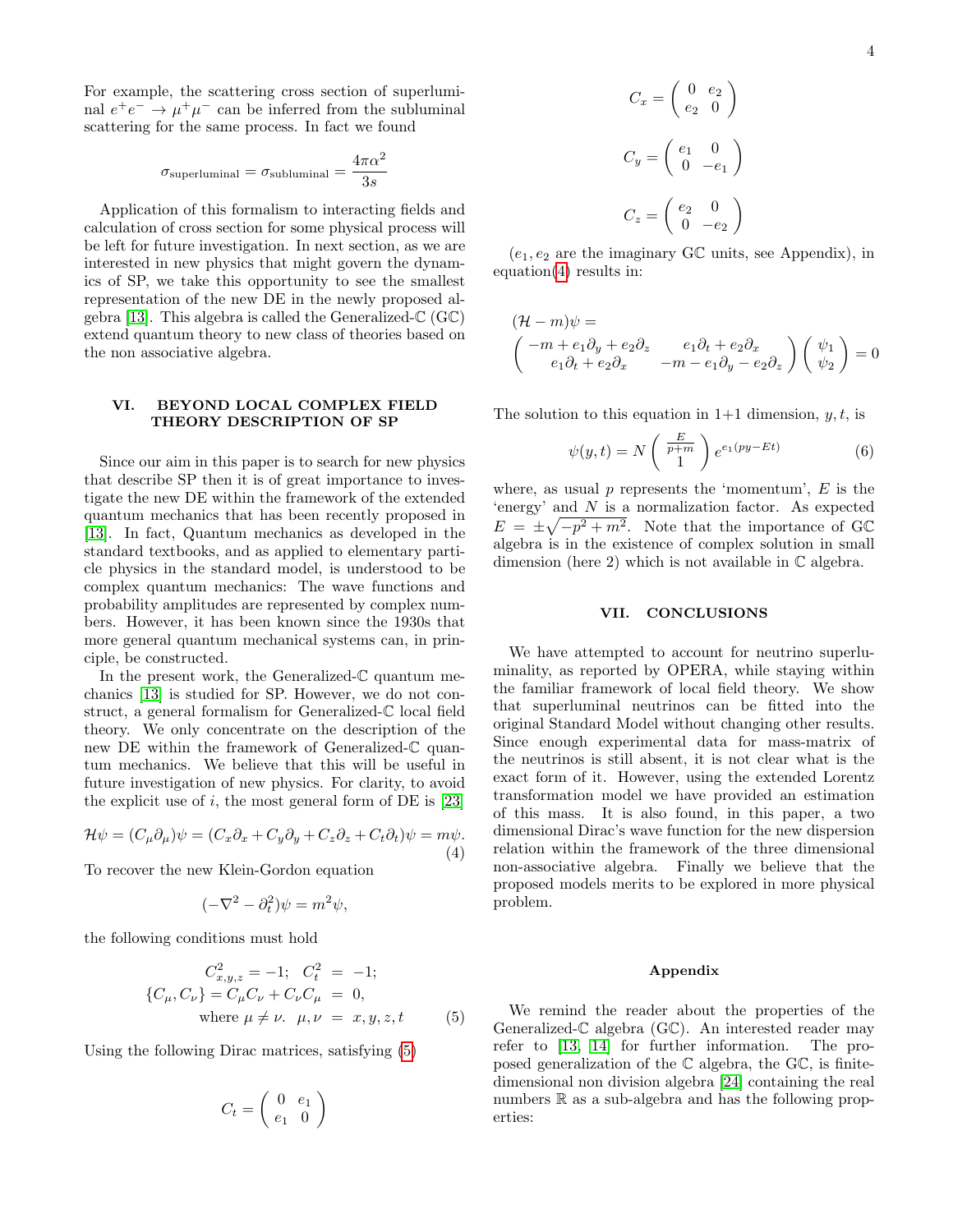For example, the scattering cross section of superluminal $e^+e^- \to \mu^+\mu^-$ can be inferred from the subluminal scattering for the same process. In fact we found

$$\sigma_{\text{superluminal}} = \sigma_{\text{subluminal}} = \frac{4\pi\alpha^2}{3s}$$

Application of this formalism to interacting fields and calculation of cross section for some physical process will be left for future investigation. In next section, as we are interested in new physics that might govern the dynamics of SP, we take this opportunity to see the smallest representation of the new DE in the newly proposed algebra [13]. This algebra is called the Generalized-$\mathbb{C}$ (G$\mathbb{C}$) extend quantum theory to new class of theories based on the non associative algebra.

## VI. BEYOND LOCAL COMPLEX FIELD THEORY DESCRIPTION OF SP

Since our aim in this paper is to search for new physics that describe SP then it is of great importance to investigate the new DE within the framework of the extended quantum mechanics that has been recently proposed in [13]. In fact, Quantum mechanics as developed in the standard textbooks, and as applied to elementary particle physics in the standard model, is understood to be complex quantum mechanics: The wave functions and probability amplitudes are represented by complex numbers. However, it has been known since the 1930s that more general quantum mechanical systems can, in principle, be constructed.

In the present work, the Generalized-$\mathbb{C}$ quantum mechanics [13] is studied for SP. However, we do not construct, a general formalism for Generalized-$\mathbb{C}$ local field theory. We only concentrate on the description of the new DE within the framework of Generalized-$\mathbb{C}$ quantum mechanics. We believe that this will be useful in future investigation of new physics. For clarity, to avoid the explicit use of $i$, the most general form of DE is [23]

$$\mathcal{H}\psi = (C_\mu \partial_\mu)\psi = (C_x\partial_x + C_y\partial_y + C_z\partial_z + C_t\partial_t)\psi = m\psi. \tag{4}$$

To recover the new Klein-Gordon equation

$$(-\nabla^2 - \partial_t^2)\psi = m^2\psi,$$

the following conditions must hold

$$\begin{aligned} C^2_{x,y,z} = -1;\;\; C_t^2 &= -1; \\ \{C_\mu, C_\nu\} = C_\mu C_\nu + C_\nu C_\mu &= 0, \\ \text{where } \mu \neq \nu.\;\; \mu,\nu &= x,y,z,t \end{aligned} \tag{5}$$

Using the following Dirac matrices, satisfying (5)

$$C_t = \begin{pmatrix} 0 & e_1 \\ e_1 & 0 \end{pmatrix}$$

$$C_x = \begin{pmatrix} 0 & e_2 \\ e_2 & 0 \end{pmatrix}$$

$$C_y = \begin{pmatrix} e_1 & 0 \\ 0 & -e_1 \end{pmatrix}$$

$$C_z = \begin{pmatrix} e_2 & 0 \\ 0 & -e_2 \end{pmatrix}$$

($e_1, e_2$ are the imaginary G$\mathbb{C}$ units, see Appendix), in equation(4) results in:

$$(\mathcal{H} - m)\psi = \begin{pmatrix} -m + e_1\partial_y + e_2\partial_z & e_1\partial_t + e_2\partial_x \\ e_1\partial_t + e_2\partial_x & -m - e_1\partial_y - e_2\partial_z \end{pmatrix} \begin{pmatrix} \psi_1 \\ \psi_2 \end{pmatrix} = 0$$

The solution to this equation in 1+1 dimension, $y, t$, is

$$\psi(y,t) = N \begin{pmatrix} \frac{E}{p+m} \\ 1 \end{pmatrix} e^{e_1(py - Et)} \tag{6}$$

where, as usual $p$ represents the 'momentum', $E$ is the 'energy' and $N$ is a normalization factor. As expected $E = \pm\sqrt{-p^2 + m^2}$. Note that the importance of G$\mathbb{C}$ algebra is in the existence of complex solution in small dimension (here 2) which is not available in $\mathbb{C}$ algebra.

## VII. CONCLUSIONS

We have attempted to account for neutrino superluminality, as reported by OPERA, while staying within the familiar framework of local field theory. We show that superluminal neutrinos can be fitted into the original Standard Model without changing other results. Since enough experimental data for mass-matrix of the neutrinos is still absent, it is not clear what is the exact form of it. However, using the extended Lorentz transformation model we have provided an estimation of this mass. It is also found, in this paper, a two dimensional Dirac's wave function for the new dispersion relation within the framework of the three dimensional non-associative algebra. Finally we believe that the proposed models merits to be explored in more physical problem.

### Appendix

We remind the reader about the properties of the Generalized-$\mathbb{C}$ algebra (G$\mathbb{C}$). An interested reader may refer to [13, 14] for further information. The proposed generalization of the $\mathbb{C}$ algebra, the G$\mathbb{C}$, is finite-dimensional non division algebra [24] containing the real numbers $\mathbb{R}$ as a sub-algebra and has the following properties: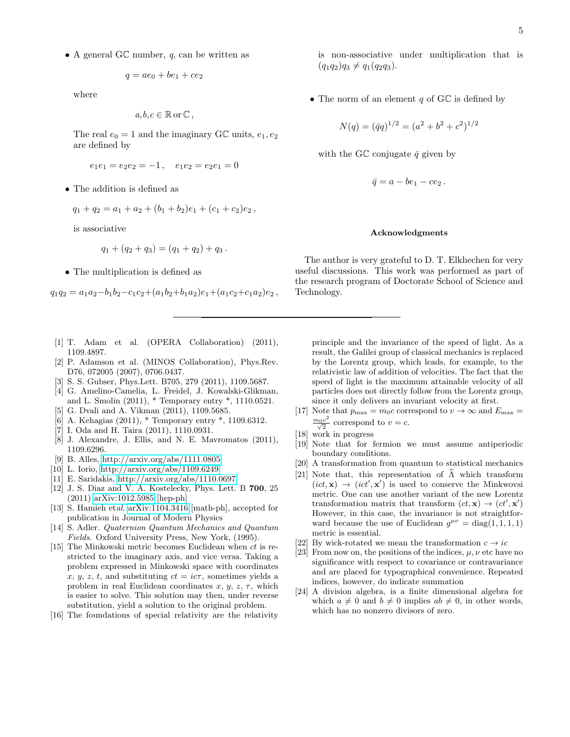- A general G$\mathbb{C}$ number, $q$, can be written as

$$q = ae_0 + be_1 + ce_2$$

where

$$a,b,c \in \mathbb{R} \,\text{or}\, \mathbb{C}\,,$$

The real $e_0 = 1$ and the imaginary G$\mathbb{C}$ units, $e_1, e_2$ are defined by

$$e_1 e_1 = e_2 e_2 = -1\,, \quad e_1 e_2 = e_2 e_1 = 0$$

- The addition is defined as

$$q_1 + q_2 = a_1 + a_2 + (b_1 + b_2)e_1 + (c_1 + c_2)e_2\,,$$

is associative

$$q_1 + (q_2 + q_3) = (q_1 + q_2) + q_3\,.$$

- The multiplication is defined as

$$q_1 q_2 = a_1 a_2 - b_1 b_2 - c_1 c_2 + (a_1 b_2 + b_1 a_2)e_1 + (a_1 c_2 + c_1 a_2)e_2\,,$$

is non-associative under multiplication that is $(q_1 q_2)q_3 \neq q_1(q_2 q_3)$.

- The norm of an element $q$ of G$\mathbb{C}$ is defined by

$$N(q) = (\bar{q}q)^{1/2} = (a^2 + b^2 + c^2)^{1/2}$$

with the G$\mathbb{C}$ conjugate $\bar{q}$ given by

$$\bar{q} = a - be_1 - ce_2\,.$$

## Acknowledgments

The author is very grateful to D. T. Elkhechen for very useful discussions. This work was performed as part of the research program of Doctorate School of Science and Technology.

---

[1] T. Adam et al. (OPERA Collaboration) (2011), 1109.4897.

[2] P. Adamson et al. (MINOS Collaboration), Phys.Rev. D76, 072005 (2007), 0706.0437.

[3] S. S. Gubser, Phys.Lett. B705, 279 (2011), 1109.5687.

[4] G. Amelino-Camelia, L. Freidel, J. Kowalski-Glikman, and L. Smolin (2011), * Temporary entry *, 1110.0521.

[5] G. Dvali and A. Vikman (2011), 1109.5685.

[6] A. Kehagias (2011), * Temporary entry *, 1109.6312.

[7] I. Oda and H. Taira (2011), 1110.0931.

[8] J. Alexandre, J. Ellis, and N. E. Mavromatos (2011), 1109.6296.

[9] B. Alles, http://arxiv.org/abs/1111.0805

[10] L. Iorio, http://arxiv.org/abs/1109.6249

[11] E. Saridakis, http://arxiv.org/abs/1110.0697

[12] J. S. Diaz and V. A. Kostelecky, Phys. Lett. B **700**, 25 (2011) arXiv:1012.5985 [hep-ph]

[13] S. Hamieh et*al.* arXiv:1104.3416 [math-ph], accepted for publication in Journal of Modern Physics

[14] S. Adler. *Quaternion Quantum Mechanics and Quantum Fields*. Oxford University Press, New York, (1995).

[15] The Minkowski metric becomes Euclidean when $ct$ is restricted to the imaginary axis, and vice versa. Taking a problem expressed in Minkowski space with coordinates $x$, $y$, $z$, $t$, and substituting $ct = ic\tau$, sometimes yields a problem in real Euclidean coordinates $x$, $y$, $z$, $\tau$, which is easier to solve. This solution may then, under reverse substitution, yield a solution to the original problem.

[16] The foundations of special relativity are the relativity principle and the invariance of the speed of light. As a result, the Galilei group of classical mechanics is replaced by the Lorentz group, which leads, for example, to the relativistic law of addition of velocities. The fact that the speed of light is the maximum attainable velocity of all particles does not directly follow from the Lorentz group, since it only delivers an invariant velocity at first.

[17] Note that $p_{\max} = m_0 c$ correspond to $v \to \infty$ and $E_{\max} = \frac{m_0 c^2}{\sqrt{2}}$ correspond to $v = c$.

[18] work in progress

[19] Note that for fermion we must assume antiperiodic boundary conditions.

[20] A transformation from quantum to statistical mechanics

[21] Note that, this representation of $\widehat{\Lambda}$ which transform $(ict, \mathbf{x}) \to (ict', \mathbf{x}')$ is used to conserve the Minkwovsi metric. One can use another variant of the new Lorentz transformation matrix that transform $(ct, \mathbf{x}) \to (ct', \mathbf{x}')$ However, in this case, the invariance is not straightforward because the use of Euclidean $g^{\mu\nu} = \text{diag}(1,1,1,1)$ metric is essential.

[22] By wick-rotated we mean the transformation $c \to ic$

[23] From now on, the positions of the indices, $\mu, \nu$ etc have no significance with respect to covariance or contravariance and are placed for typographical convenience. Repeated indices, however, do indicate summation

[24] A division algebra, is a finite dimensional algebra for which $a \neq 0$ and $b \neq 0$ implies $ab \neq 0$, in other words, which has no nonzero divisors of zero.